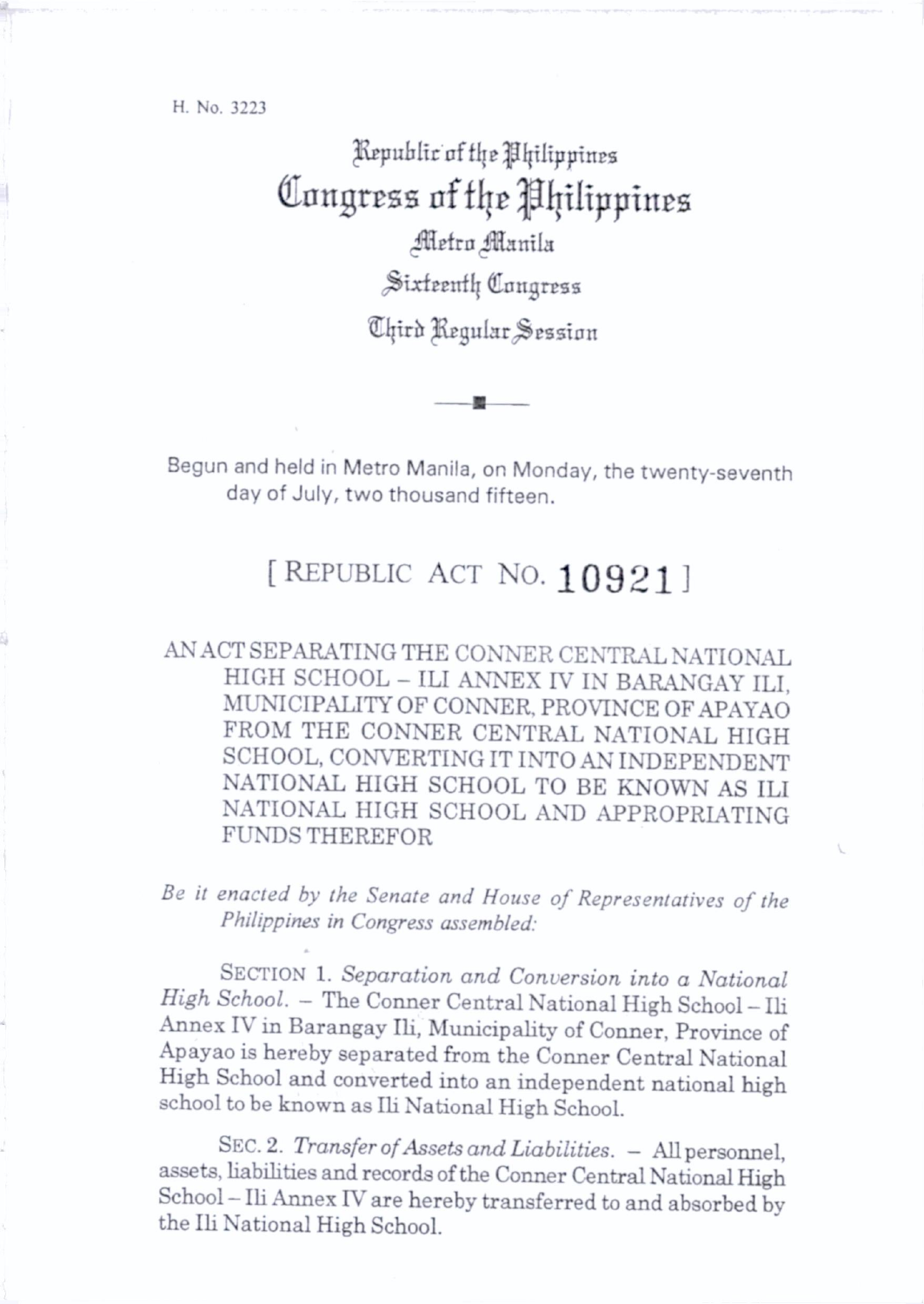H. No. 3223

Republic of the Philippines
# Congress of the Philippines
Metro Manila
Sixteenth Congress
Third Regular Session

Begun and held in Metro Manila, on Monday, the twenty-seventh day of July, two thousand fifteen.

## [ REPUBLIC ACT NO. 10921 ]

AN ACT SEPARATING THE CONNER CENTRAL NATIONAL HIGH SCHOOL – ILI ANNEX IV IN BARANGAY ILI, MUNICIPALITY OF CONNER, PROVINCE OF APAYAO FROM THE CONNER CENTRAL NATIONAL HIGH SCHOOL, CONVERTING IT INTO AN INDEPENDENT NATIONAL HIGH SCHOOL TO BE KNOWN AS ILI NATIONAL HIGH SCHOOL AND APPROPRIATING FUNDS THEREFOR

*Be it enacted by the Senate and House of Representatives of the Philippines in Congress assembled:*

SECTION 1. *Separation and Conversion into a National High School.* – The Conner Central National High School – Ili Annex IV in Barangay Ili, Municipality of Conner, Province of Apayao is hereby separated from the Conner Central National High School and converted into an independent national high school to be known as Ili National High School.

SEC. 2. *Transfer of Assets and Liabilities.* – All personnel, assets, liabilities and records of the Conner Central National High School – Ili Annex IV are hereby transferred to and absorbed by the Ili National High School.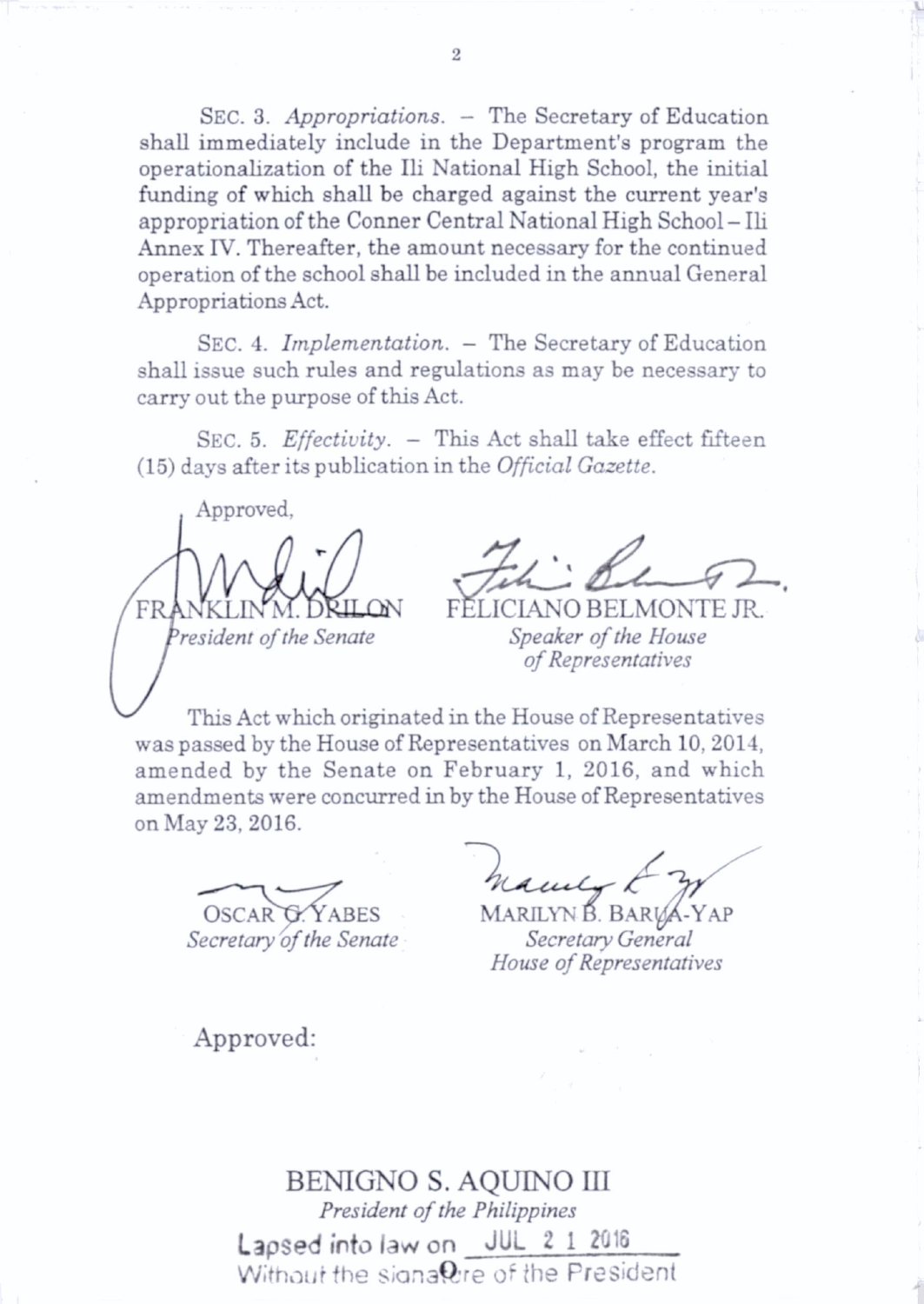SEC. 3. *Appropriations.* – The Secretary of Education shall immediately include in the Department's program the operationalization of the Ili National High School, the initial funding of which shall be charged against the current year's appropriation of the Conner Central National High School – Ili Annex IV. Thereafter, the amount necessary for the continued operation of the school shall be included in the annual General Appropriations Act.

SEC. 4. *Implementation.* – The Secretary of Education shall issue such rules and regulations as may be necessary to carry out the purpose of this Act.

SEC. 5. *Effectivity.* – This Act shall take effect fifteen (15) days after its publication in the *Official Gazette*.

Approved,

FRANKLIN M. DRILON
*President of the Senate*

FELICIANO BELMONTE JR.
*Speaker of the House of Representatives*

This Act which originated in the House of Representatives was passed by the House of Representatives on March 10, 2014, amended by the Senate on February 1, 2016, and which amendments were concurred in by the House of Representatives on May 23, 2016.

OSCAR G. YABES
*Secretary of the Senate*

MARILYN B. BARUA-YAP
*Secretary General House of Representatives*

Approved:

BENIGNO S. AQUINO III
*President of the Philippines*

Lapsed into law on JUL 21 2016
Without the signature of the President